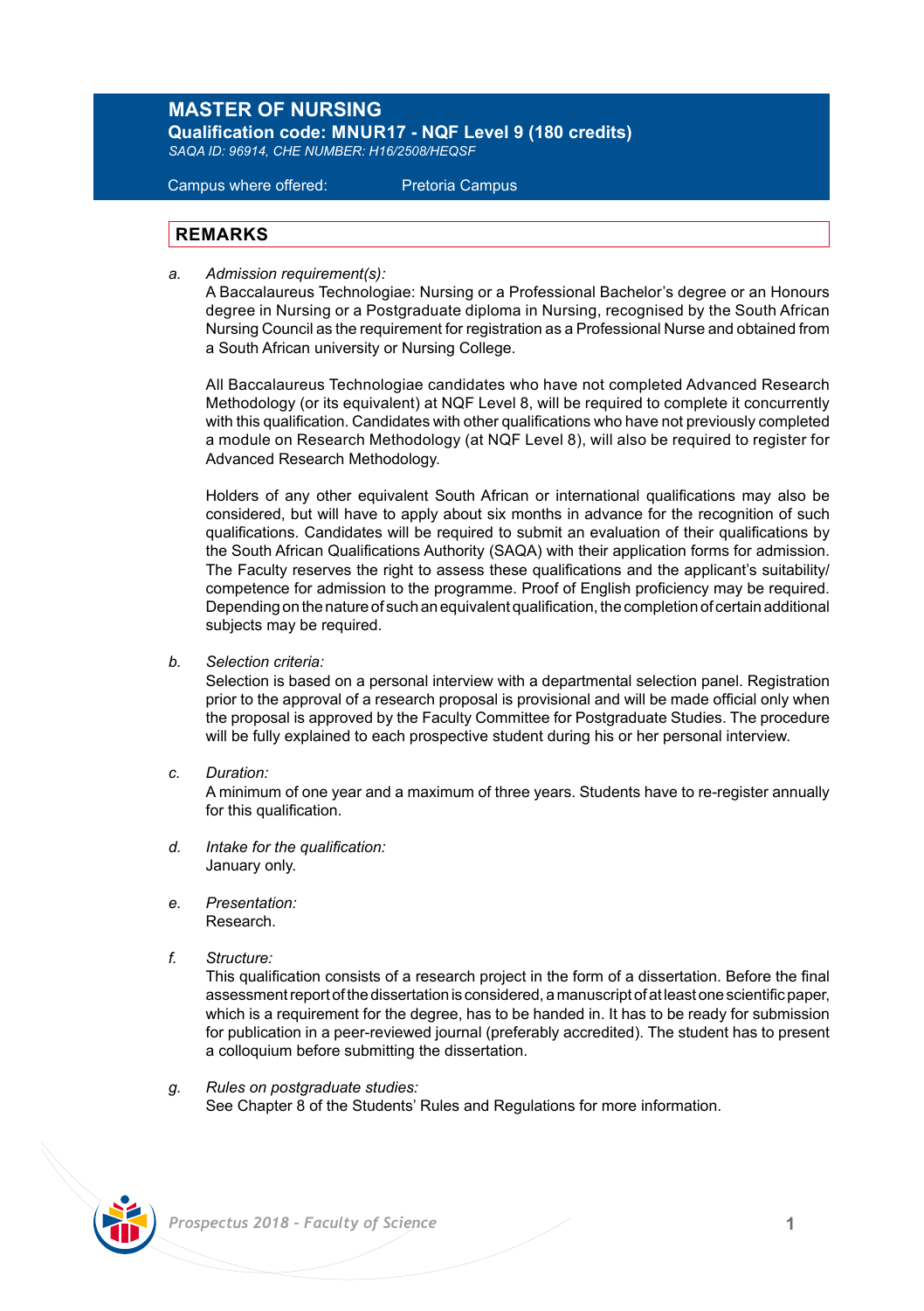# MASTER OF NURSING

**Qualification code: MNUR17 - NQF Level 9 (180 credits)**

*SAQA ID: 96914, CHE NUMBER: H16/2508/HEQSF*

Campus where offered: Pretoria Campus

## REMARKS

a. *Admission requirement(s):*
A Baccalaureus Technologiae: Nursing or a Professional Bachelor's degree or an Honours degree in Nursing or a Postgraduate diploma in Nursing, recognised by the South African Nursing Council as the requirement for registration as a Professional Nurse and obtained from a South African university or Nursing College.

All Baccalaureus Technologiae candidates who have not completed Advanced Research Methodology (or its equivalent) at NQF Level 8, will be required to complete it concurrently with this qualification. Candidates with other qualifications who have not previously completed a module on Research Methodology (at NQF Level 8), will also be required to register for Advanced Research Methodology.

Holders of any other equivalent South African or international qualifications may also be considered, but will have to apply about six months in advance for the recognition of such qualifications. Candidates will be required to submit an evaluation of their qualifications by the South African Qualifications Authority (SAQA) with their application forms for admission. The Faculty reserves the right to assess these qualifications and the applicant's suitability/competence for admission to the programme. Proof of English proficiency may be required. Depending on the nature of such an equivalent qualification, the completion of certain additional subjects may be required.

b. *Selection criteria:*
Selection is based on a personal interview with a departmental selection panel. Registration prior to the approval of a research proposal is provisional and will be made official only when the proposal is approved by the Faculty Committee for Postgraduate Studies. The procedure will be fully explained to each prospective student during his or her personal interview.

c. *Duration:*
A minimum of one year and a maximum of three years. Students have to re-register annually for this qualification.

d. *Intake for the qualification:*
January only.

e. *Presentation:*
Research.

f. *Structure:*
This qualification consists of a research project in the form of a dissertation. Before the final assessment report of the dissertation is considered, a manuscript of at least one scientific paper, which is a requirement for the degree, has to be handed in. It has to be ready for submission for publication in a peer-reviewed journal (preferably accredited). The student has to present a colloquium before submitting the dissertation.

g. *Rules on postgraduate studies:*
See Chapter 8 of the Students' Rules and Regulations for more information.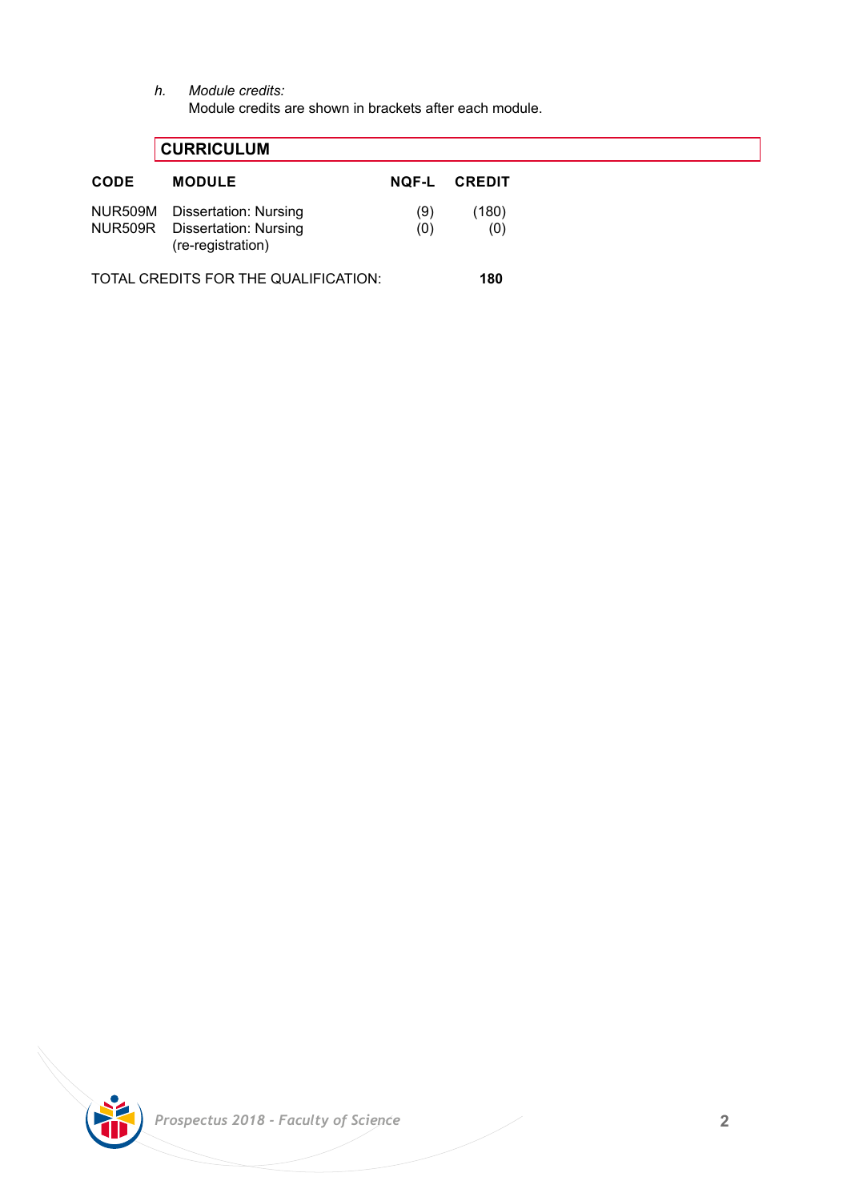h. *Module credits:*
Module credits are shown in brackets after each module.

## CURRICULUM

| CODE | MODULE | NQF-L | CREDIT |
|---|---|---|---|
| NUR509M | Dissertation: Nursing | (9) | (180) |
| NUR509R | Dissertation: Nursing (re-registration) | (0) | (0) |

TOTAL CREDITS FOR THE QUALIFICATION: **180**